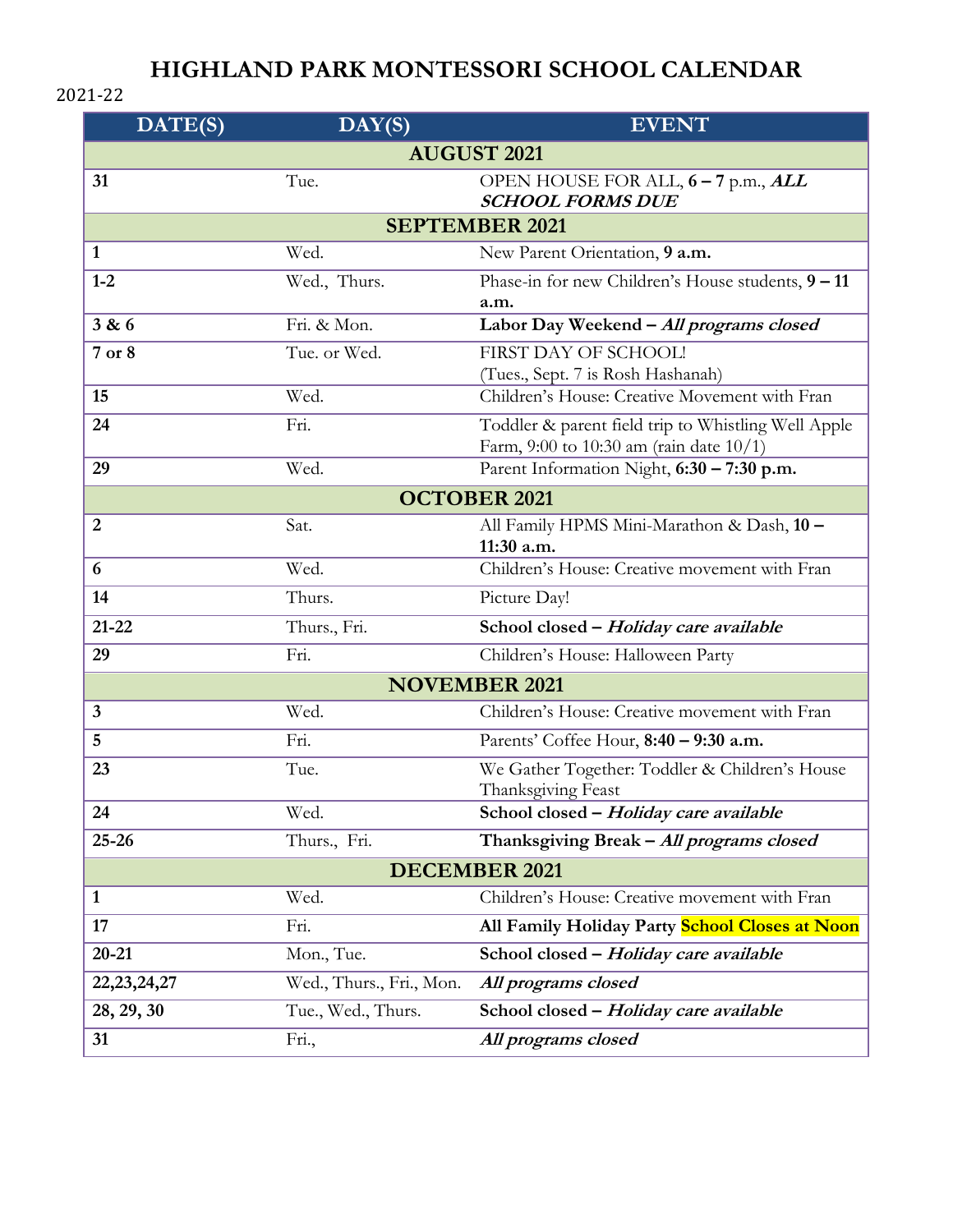# HIGHLAND PARK MONTESSORI SCHOOL CALENDAR

2021-22

| DATE(S) | DAY(S) | EVENT |
|---|---|---|
| **AUGUST 2021** | | |
| **31** | Tue. | OPEN HOUSE FOR ALL, **6 – 7** p.m., ***ALL SCHOOL FORMS DUE*** |
| **SEPTEMBER 2021** | | |
| **1** | Wed. | New Parent Orientation, **9 a.m.** |
| **1-2** | Wed., Thurs. | Phase-in for new Children's House students, **9 – 11 a.m.** |
| **3 & 6** | Fri. & Mon. | **Labor Day Weekend – *All programs closed*** |
| **7 or 8** | Tue. or Wed. | FIRST DAY OF SCHOOL! (Tues., Sept. 7 is Rosh Hashanah) |
| **15** | Wed. | Children's House: Creative Movement with Fran |
| **24** | Fri. | Toddler & parent field trip to Whistling Well Apple Farm, 9:00 to 10:30 am (rain date 10/1) |
| **29** | Wed. | Parent Information Night, **6:30 – 7:30 p.m.** |
| **OCTOBER 2021** | | |
| **2** | Sat. | All Family HPMS Mini-Marathon & Dash, **10 – 11:30 a.m.** |
| **6** | Wed. | Children's House: Creative movement with Fran |
| **14** | Thurs. | Picture Day! |
| **21-22** | Thurs., Fri. | **School closed – *Holiday care available*** |
| **29** | Fri. | Children's House: Halloween Party |
| **NOVEMBER 2021** | | |
| **3** | Wed. | Children's House: Creative movement with Fran |
| **5** | Fri. | Parents' Coffee Hour, **8:40 – 9:30 a.m.** |
| **23** | Tue. | We Gather Together: Toddler & Children's House Thanksgiving Feast |
| **24** | Wed. | **School closed – *Holiday care available*** |
| **25-26** | Thurs., Fri. | **Thanksgiving Break – *All programs closed*** |
| **DECEMBER 2021** | | |
| **1** | Wed. | Children's House: Creative movement with Fran |
| **17** | Fri. | **All Family Holiday Party School Closes at Noon** |
| **20-21** | Mon., Tue. | **School closed – *Holiday care available*** |
| **22,23,24,27** | Wed., Thurs., Fri., Mon. | ***All programs closed*** |
| **28, 29, 30** | Tue., Wed., Thurs. | **School closed – *Holiday care available*** |
| **31** | Fri., | ***All programs closed*** |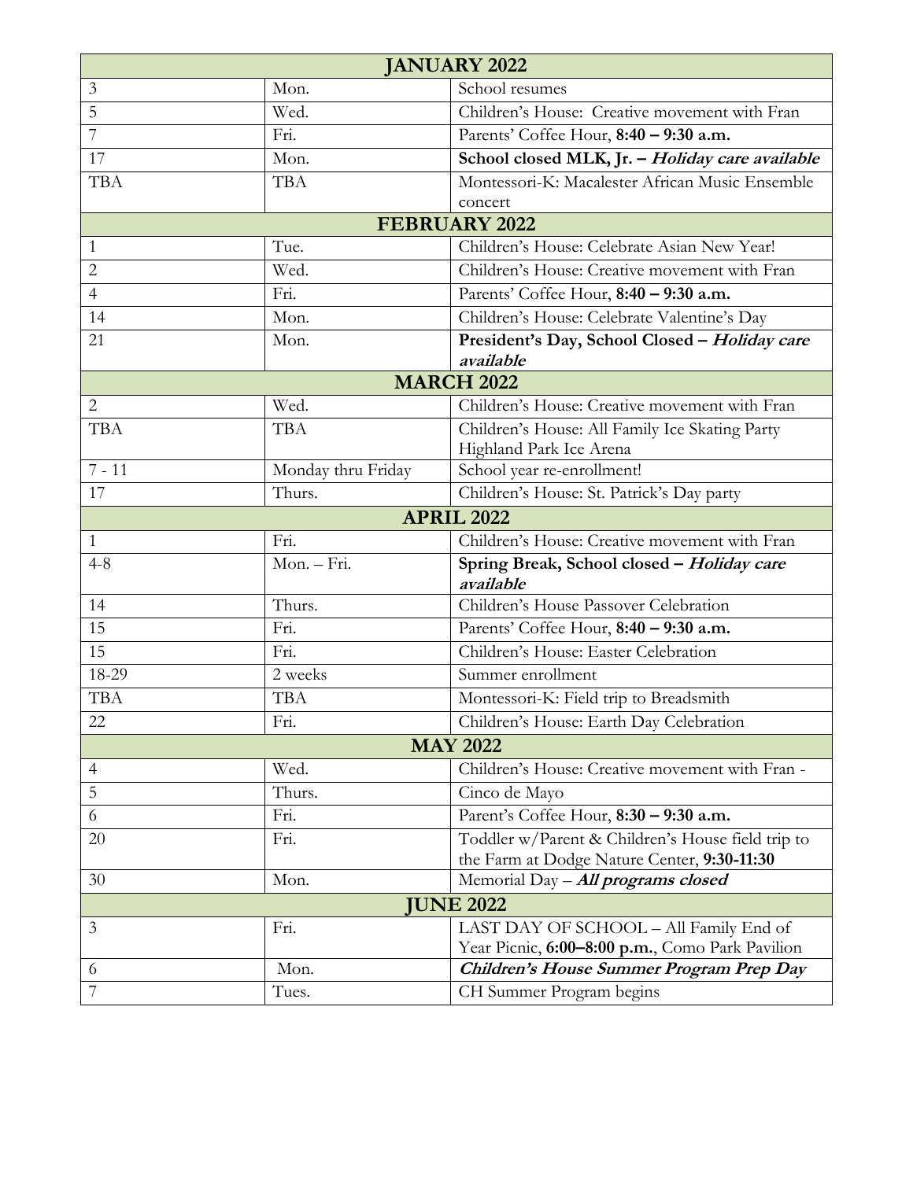| | | |
|---|---|---|
| **JANUARY 2022** | | |
| 3 | Mon. | School resumes |
| 5 | Wed. | Children's House: Creative movement with Fran |
| 7 | Fri. | Parents' Coffee Hour, **8:40 – 9:30 a.m.** |
| 17 | Mon. | **School closed MLK, Jr. – *Holiday care available*** |
| TBA | TBA | Montessori-K: Macalester African Music Ensemble concert |
| **FEBRUARY 2022** | | |
| 1 | Tue. | Children's House: Celebrate Asian New Year! |
| 2 | Wed. | Children's House: Creative movement with Fran |
| 4 | Fri. | Parents' Coffee Hour, **8:40 – 9:30 a.m.** |
| 14 | Mon. | Children's House: Celebrate Valentine's Day |
| 21 | Mon. | **President's Day, School Closed – *Holiday care available*** |
| **MARCH 2022** | | |
| 2 | Wed. | Children's House: Creative movement with Fran |
| TBA | TBA | Children's House: All Family Ice Skating Party Highland Park Ice Arena |
| 7 - 11 | Monday thru Friday | School year re-enrollment! |
| 17 | Thurs. | Children's House: St. Patrick's Day party |
| **APRIL 2022** | | |
| 1 | Fri. | Children's House: Creative movement with Fran |
| 4-8 | Mon. – Fri. | **Spring Break, School closed – *Holiday care available*** |
| 14 | Thurs. | Children's House Passover Celebration |
| 15 | Fri. | Parents' Coffee Hour, **8:40 – 9:30 a.m.** |
| 15 | Fri. | Children's House: Easter Celebration |
| 18-29 | 2 weeks | Summer enrollment |
| TBA | TBA | Montessori-K: Field trip to Breadsmith |
| 22 | Fri. | Children's House: Earth Day Celebration |
| **MAY 2022** | | |
| 4 | Wed. | Children's House: Creative movement with Fran - |
| 5 | Thurs. | Cinco de Mayo |
| 6 | Fri. | Parent's Coffee Hour, **8:30 – 9:30 a.m.** |
| 20 | Fri. | Toddler w/Parent & Children's House field trip to the Farm at Dodge Nature Center, **9:30-11:30** |
| 30 | Mon. | Memorial Day – ***All programs closed*** |
| **JUNE 2022** | | |
| 3 | Fri. | LAST DAY OF SCHOOL – All Family End of Year Picnic, **6:00–8:00 p.m.**, Como Park Pavilion |
| 6 | Mon. | ***Children's House Summer Program Prep Day*** |
| 7 | Tues. | CH Summer Program begins |